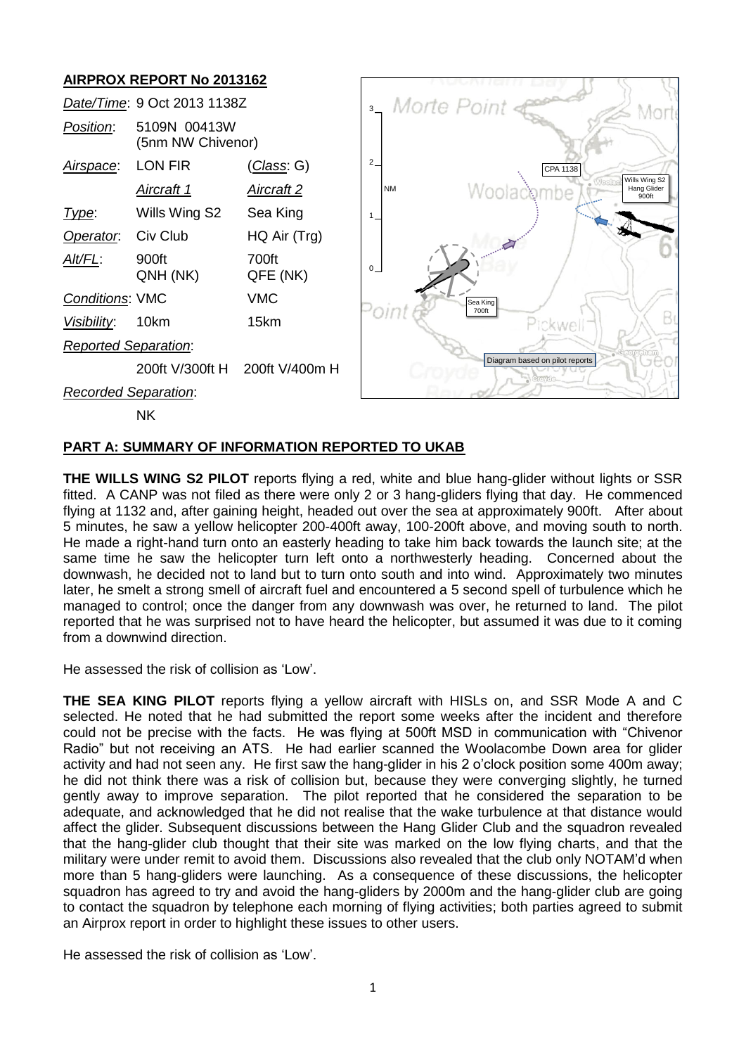## AIRPROX REPORT No 2013162

| | | |
|---|---|---|
| *Date/Time*: | 9 Oct 2013 1138Z | |
| *Position*: | 5109N 00413W (5nm NW Chivenor) | |
| *Airspace*: | LON FIR | (*Class*: G) |
| | *Aircraft 1* | *Aircraft 2* |
| *Type*: | Wills Wing S2 | Sea King |
| *Operator*: | Civ Club | HQ Air (Trg) |
| *Alt/FL*: | 900ft QNH (NK) | 700ft QFE (NK) |
| *Conditions*: | VMC | VMC |
| *Visibility*: | 10km | 15km |
| *Reported Separation*: | | |
| | 200ft V/300ft H | 200ft V/400m H |
| *Recorded Separation*: | | |
| | NK | |

## PART A: SUMMARY OF INFORMATION REPORTED TO UKAB

**THE WILLS WING S2 PILOT** reports flying a red, white and blue hang-glider without lights or SSR fitted. A CANP was not filed as there were only 2 or 3 hang-gliders flying that day. He commenced flying at 1132 and, after gaining height, headed out over the sea at approximately 900ft. After about 5 minutes, he saw a yellow helicopter 200-400ft away, 100-200ft above, and moving south to north. He made a right-hand turn onto an easterly heading to take him back towards the launch site; at the same time he saw the helicopter turn left onto a northwesterly heading. Concerned about the downwash, he decided not to land but to turn onto south and into wind. Approximately two minutes later, he smelt a strong smell of aircraft fuel and encountered a 5 second spell of turbulence which he managed to control; once the danger from any downwash was over, he returned to land. The pilot reported that he was surprised not to have heard the helicopter, but assumed it was due to it coming from a downwind direction.

He assessed the risk of collision as 'Low'.

**THE SEA KING PILOT** reports flying a yellow aircraft with HISLs on, and SSR Mode A and C selected. He noted that he had submitted the report some weeks after the incident and therefore could not be precise with the facts. He was flying at 500ft MSD in communication with "Chivenor Radio" but not receiving an ATS. He had earlier scanned the Woolacombe Down area for glider activity and had not seen any. He first saw the hang-glider in his 2 o'clock position some 400m away; he did not think there was a risk of collision but, because they were converging slightly, he turned gently away to improve separation. The pilot reported that he considered the separation to be adequate, and acknowledged that he did not realise that the wake turbulence at that distance would affect the glider. Subsequent discussions between the Hang Glider Club and the squadron revealed that the hang-glider club thought that their site was marked on the low flying charts, and that the military were under remit to avoid them. Discussions also revealed that the club only NOTAM'd when more than 5 hang-gliders were launching. As a consequence of these discussions, the helicopter squadron has agreed to try and avoid the hang-gliders by 2000m and the hang-glider club are going to contact the squadron by telephone each morning of flying activities; both parties agreed to submit an Airprox report in order to highlight these issues to other users.

He assessed the risk of collision as 'Low'.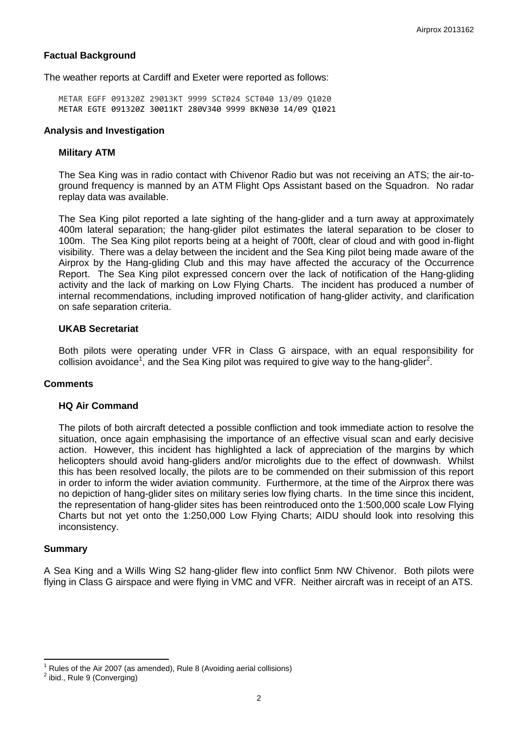## Factual Background

The weather reports at Cardiff and Exeter were reported as follows:

```
METAR EGFF 091320Z 29013KT 9999 SCT024 SCT040 13/09 Q1020
METAR EGTE 091320Z 30011KT 280V340 9999 BKN030 14/09 Q1021
```

## Analysis and Investigation

### Military ATM

The Sea King was in radio contact with Chivenor Radio but was not receiving an ATS; the air-to-ground frequency is manned by an ATM Flight Ops Assistant based on the Squadron. No radar replay data was available.

The Sea King pilot reported a late sighting of the hang-glider and a turn away at approximately 400m lateral separation; the hang-glider pilot estimates the lateral separation to be closer to 100m. The Sea King pilot reports being at a height of 700ft, clear of cloud and with good in-flight visibility. There was a delay between the incident and the Sea King pilot being made aware of the Airprox by the Hang-gliding Club and this may have affected the accuracy of the Occurrence Report. The Sea King pilot expressed concern over the lack of notification of the Hang-gliding activity and the lack of marking on Low Flying Charts. The incident has produced a number of internal recommendations, including improved notification of hang-glider activity, and clarification on safe separation criteria.

### UKAB Secretariat

Both pilots were operating under VFR in Class G airspace, with an equal responsibility for collision avoidance[1], and the Sea King pilot was required to give way to the hang-glider[2].

## Comments

### HQ Air Command

The pilots of both aircraft detected a possible confliction and took immediate action to resolve the situation, once again emphasising the importance of an effective visual scan and early decisive action. However, this incident has highlighted a lack of appreciation of the margins by which helicopters should avoid hang-gliders and/or microlights due to the effect of downwash. Whilst this has been resolved locally, the pilots are to be commended on their submission of this report in order to inform the wider aviation community. Furthermore, at the time of the Airprox there was no depiction of hang-glider sites on military series low flying charts. In the time since this incident, the representation of hang-glider sites has been reintroduced onto the 1:500,000 scale Low Flying Charts but not yet onto the 1:250,000 Low Flying Charts; AIDU should look into resolving this inconsistency.

## Summary

A Sea King and a Wills Wing S2 hang-glider flew into conflict 5nm NW Chivenor. Both pilots were flying in Class G airspace and were flying in VMC and VFR. Neither aircraft was in receipt of an ATS.

---

[1] Rules of the Air 2007 (as amended), Rule 8 (Avoiding aerial collisions)

[2] ibid., Rule 9 (Converging)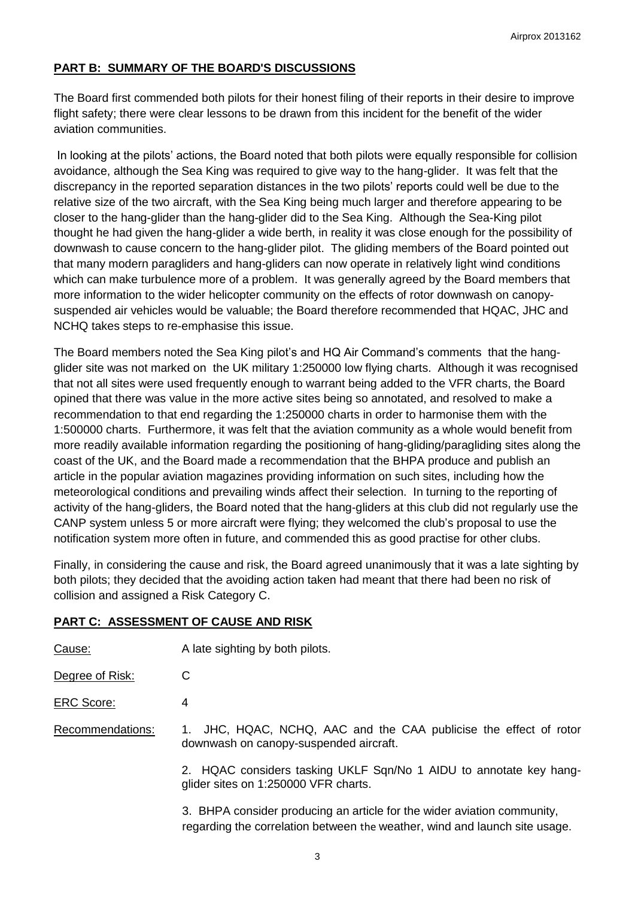## PART B: SUMMARY OF THE BOARD'S DISCUSSIONS

The Board first commended both pilots for their honest filing of their reports in their desire to improve flight safety; there were clear lessons to be drawn from this incident for the benefit of the wider aviation communities.

In looking at the pilots' actions, the Board noted that both pilots were equally responsible for collision avoidance, although the Sea King was required to give way to the hang-glider. It was felt that the discrepancy in the reported separation distances in the two pilots' reports could well be due to the relative size of the two aircraft, with the Sea King being much larger and therefore appearing to be closer to the hang-glider than the hang-glider did to the Sea King. Although the Sea-King pilot thought he had given the hang-glider a wide berth, in reality it was close enough for the possibility of downwash to cause concern to the hang-glider pilot. The gliding members of the Board pointed out that many modern paragliders and hang-gliders can now operate in relatively light wind conditions which can make turbulence more of a problem. It was generally agreed by the Board members that more information to the wider helicopter community on the effects of rotor downwash on canopy-suspended air vehicles would be valuable; the Board therefore recommended that HQAC, JHC and NCHQ takes steps to re-emphasise this issue.

The Board members noted the Sea King pilot's and HQ Air Command's comments that the hang-glider site was not marked on the UK military 1:250000 low flying charts. Although it was recognised that not all sites were used frequently enough to warrant being added to the VFR charts, the Board opined that there was value in the more active sites being so annotated, and resolved to make a recommendation to that end regarding the 1:250000 charts in order to harmonise them with the 1:500000 charts. Furthermore, it was felt that the aviation community as a whole would benefit from more readily available information regarding the positioning of hang-gliding/paragliding sites along the coast of the UK, and the Board made a recommendation that the BHPA produce and publish an article in the popular aviation magazines providing information on such sites, including how the meteorological conditions and prevailing winds affect their selection. In turning to the reporting of activity of the hang-gliders, the Board noted that the hang-gliders at this club did not regularly use the CANP system unless 5 or more aircraft were flying; they welcomed the club's proposal to use the notification system more often in future, and commended this as good practise for other clubs.

Finally, in considering the cause and risk, the Board agreed unanimously that it was a late sighting by both pilots; they decided that the avoiding action taken had meant that there had been no risk of collision and assigned a Risk Category C.

## PART C: ASSESSMENT OF CAUSE AND RISK

Cause: A late sighting by both pilots.

Degree of Risk: C

ERC Score: 4

Recommendations:

1. JHC, HQAC, NCHQ, AAC and the CAA publicise the effect of rotor downwash on canopy-suspended aircraft.

2. HQAC considers tasking UKLF Sqn/No 1 AIDU to annotate key hang-glider sites on 1:250000 VFR charts.

3. BHPA consider producing an article for the wider aviation community, regarding the correlation between the weather, wind and launch site usage.